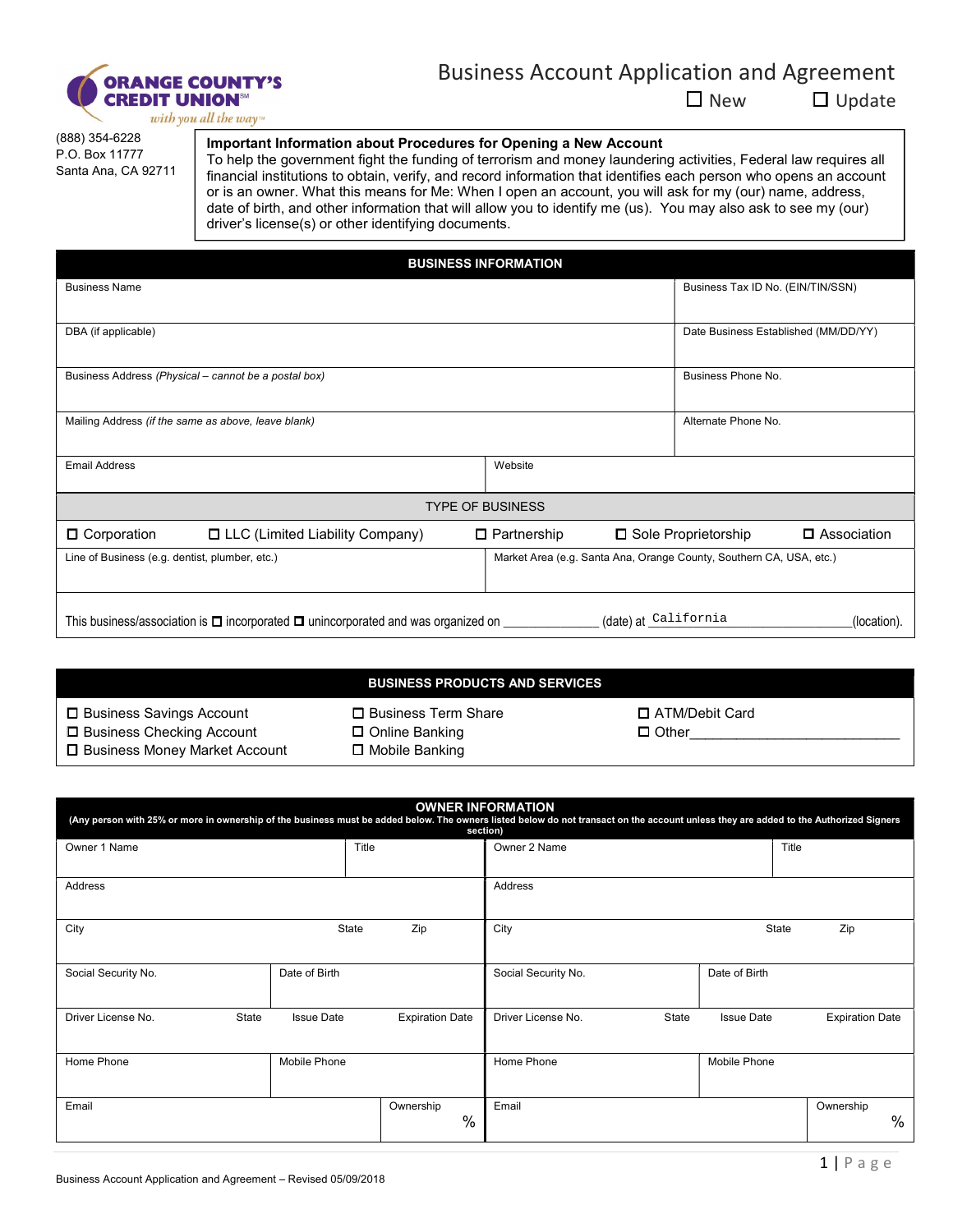**ORANGE COUNTY'S CREDIT UNION**[SM]
*with you all the way*[TM]

# Business Account Application and Agreement

☐ New ☐ Update

(888) 354-6228
P.O. Box 11777
Santa Ana, CA 92711

**Important Information about Procedures for Opening a New Account**
To help the government fight the funding of terrorism and money laundering activities, Federal law requires all financial institutions to obtain, verify, and record information that identifies each person who opens an account or is an owner. What this means for Me: When I open an account, you will ask for my (our) name, address, date of birth, and other information that will allow you to identify me (us). You may also ask to see my (our) driver's license(s) or other identifying documents.

## BUSINESS INFORMATION

| Business Name | | Business Tax ID No. (EIN/TIN/SSN) |
|---|---|---|
| DBA (if applicable) | | Date Business Established (MM/DD/YY) |
| Business Address *(Physical – cannot be a postal box)* | | Business Phone No. |
| Mailing Address *(if the same as above, leave blank)* | | Alternate Phone No. |
| Email Address | Website | |

**TYPE OF BUSINESS**

☐ Corporation ☐ LLC (Limited Liability Company) ☐ Partnership ☐ Sole Proprietorship ☐ Association

| Line of Business (e.g. dentist, plumber, etc.) | Market Area (e.g. Santa Ana, Orange County, Southern CA, USA, etc.) |
|---|---|

This business/association is ☐ incorporated ☐ unincorporated and was organized on ____________ (date) at California________________(location).

## BUSINESS PRODUCTS AND SERVICES

☐ Business Savings Account
☐ Business Checking Account
☐ Business Money Market Account
☐ Business Term Share
☐ Online Banking
☐ Mobile Banking
☐ ATM/Debit Card
☐ Other___________________________

## OWNER INFORMATION

**(Any person with 25% or more in ownership of the business must be added below. The owners listed below do not transact on the account unless they are added to the Authorized Signers section)**

| Owner 1 Name | | | Title | Owner 2 Name | | | Title |
|---|---|---|---|---|---|---|---|
| Address | | | | Address | | | |
| City | | State | Zip | City | | State | Zip |
| Social Security No. | Date of Birth | | | Social Security No. | Date of Birth | | |
| Driver License No. | State | Issue Date | Expiration Date | Driver License No. | State | Issue Date | Expiration Date |
| Home Phone | Mobile Phone | | | Home Phone | Mobile Phone | | |
| Email | | | Ownership % | Email | | | Ownership % |

Business Account Application and Agreement – Revised 05/09/2018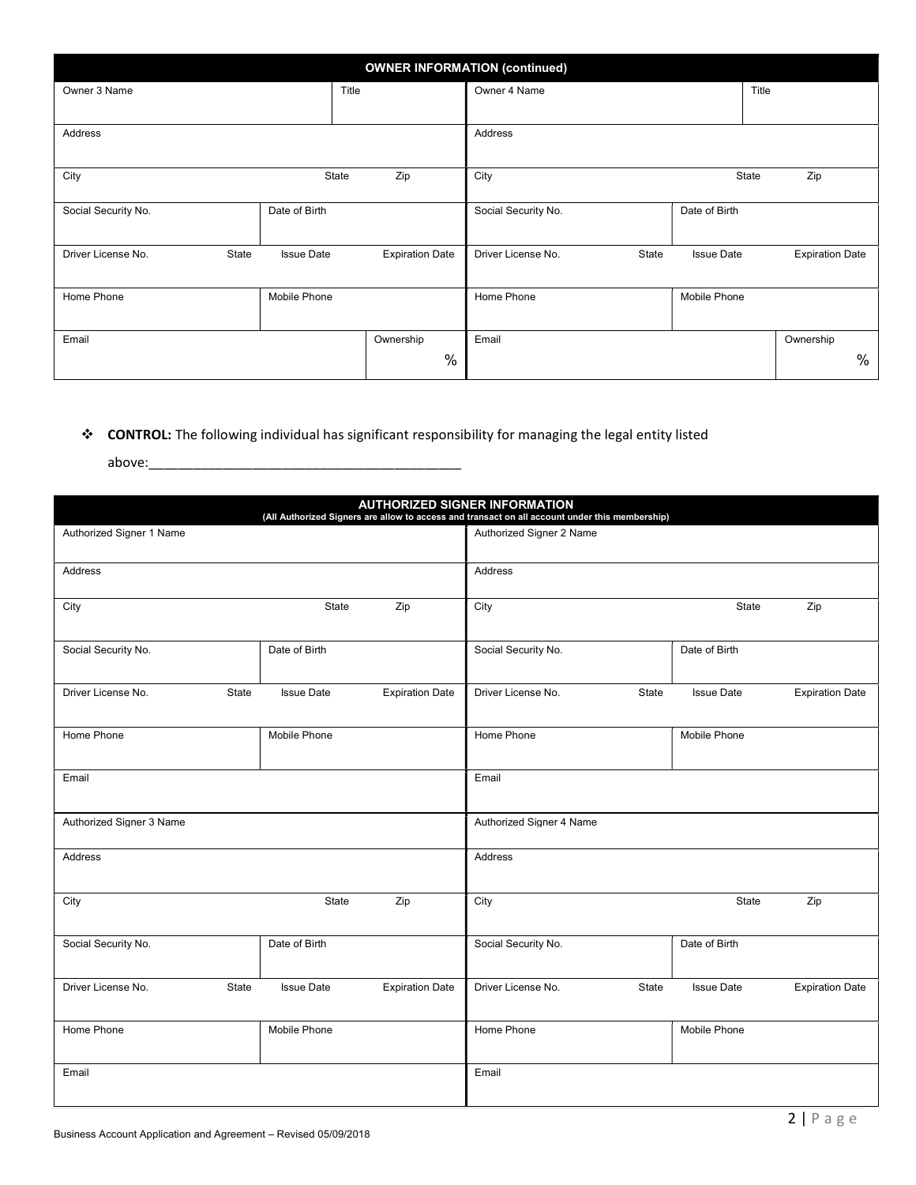## OWNER INFORMATION (continued)

| Owner 3 | | | Owner 4 | | |
|---|---|---|---|---|---|
| Owner 3 Name | | Title | Owner 4 Name | | Title |
| Address | | | Address | | |
| City | State | Zip | City | State | Zip |
| Social Security No. | Date of Birth | | Social Security No. | Date of Birth | |
| Driver License No. State | Issue Date | Expiration Date | Driver License No. State | Issue Date | Expiration Date |
| Home Phone | Mobile Phone | | Home Phone | Mobile Phone | |
| Email | | Ownership % | Email | | Ownership % |

- **CONTROL:** The following individual has significant responsibility for managing the legal entity listed above:___________________________________________

## AUTHORIZED SIGNER INFORMATION

(All Authorized Signers are allow to access and transact on all account under this membership)

| Authorized Signer 1 / 3 | | | Authorized Signer 2 / 4 | | |
|---|---|---|---|---|---|
| Authorized Signer 1 Name | | | Authorized Signer 2 Name | | |
| Address | | | Address | | |
| City | State | Zip | City | State | Zip |
| Social Security No. | Date of Birth | | Social Security No. | Date of Birth | |
| Driver License No. State | Issue Date | Expiration Date | Driver License No. State | Issue Date | Expiration Date |
| Home Phone | Mobile Phone | | Home Phone | Mobile Phone | |
| Email | | | Email | | |
| Authorized Signer 3 Name | | | Authorized Signer 4 Name | | |
| Address | | | Address | | |
| City | State | Zip | City | State | Zip |
| Social Security No. | Date of Birth | | Social Security No. | Date of Birth | |
| Driver License No. State | Issue Date | Expiration Date | Driver License No. State | Issue Date | Expiration Date |
| Home Phone | Mobile Phone | | Home Phone | Mobile Phone | |
| Email | | | Email | | |

Business Account Application and Agreement – Revised 05/09/2018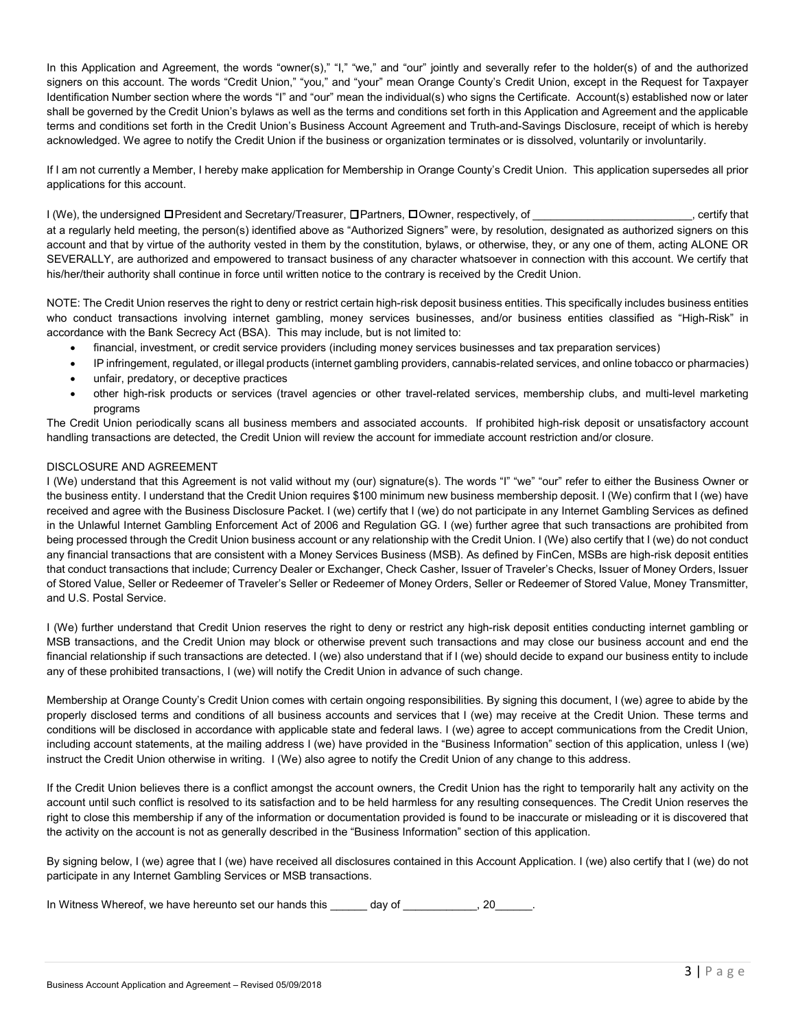In this Application and Agreement, the words "owner(s)," "I," "we," and "our" jointly and severally refer to the holder(s) of and the authorized signers on this account. The words "Credit Union," "you," and "your" mean Orange County's Credit Union, except in the Request for Taxpayer Identification Number section where the words "I" and "our" mean the individual(s) who signs the Certificate. Account(s) established now or later shall be governed by the Credit Union's bylaws as well as the terms and conditions set forth in this Application and Agreement and the applicable terms and conditions set forth in the Credit Union's Business Account Agreement and Truth-and-Savings Disclosure, receipt of which is hereby acknowledged. We agree to notify the Credit Union if the business or organization terminates or is dissolved, voluntarily or involuntarily.

If I am not currently a Member, I hereby make application for Membership in Orange County's Credit Union. This application supersedes all prior applications for this account.

I (We), the undersigned ☐ President and Secretary/Treasurer, ☐ Partners, ☐ Owner, respectively, of __________________________, certify that at a regularly held meeting, the person(s) identified above as "Authorized Signers" were, by resolution, designated as authorized signers on this account and that by virtue of the authority vested in them by the constitution, bylaws, or otherwise, they, or any one of them, acting ALONE OR SEVERALLY, are authorized and empowered to transact business of any character whatsoever in connection with this account. We certify that his/her/their authority shall continue in force until written notice to the contrary is received by the Credit Union.

NOTE: The Credit Union reserves the right to deny or restrict certain high-risk deposit business entities. This specifically includes business entities who conduct transactions involving internet gambling, money services businesses, and/or business entities classified as "High-Risk" in accordance with the Bank Secrecy Act (BSA). This may include, but is not limited to:

- financial, investment, or credit service providers (including money services businesses and tax preparation services)
- IP infringement, regulated, or illegal products (internet gambling providers, cannabis-related services, and online tobacco or pharmacies)
- unfair, predatory, or deceptive practices
- other high-risk products or services (travel agencies or other travel-related services, membership clubs, and multi-level marketing programs

The Credit Union periodically scans all business members and associated accounts. If prohibited high-risk deposit or unsatisfactory account handling transactions are detected, the Credit Union will review the account for immediate account restriction and/or closure.

DISCLOSURE AND AGREEMENT

I (We) understand that this Agreement is not valid without my (our) signature(s). The words "I" "we" "our" refer to either the Business Owner or the business entity. I understand that the Credit Union requires $100 minimum new business membership deposit. I (We) confirm that I (we) have received and agree with the Business Disclosure Packet. I (we) certify that I (we) do not participate in any Internet Gambling Services as defined in the Unlawful Internet Gambling Enforcement Act of 2006 and Regulation GG. I (we) further agree that such transactions are prohibited from being processed through the Credit Union business account or any relationship with the Credit Union. I (We) also certify that I (we) do not conduct any financial transactions that are consistent with a Money Services Business (MSB). As defined by FinCen, MSBs are high-risk deposit entities that conduct transactions that include; Currency Dealer or Exchanger, Check Casher, Issuer of Traveler's Checks, Issuer of Money Orders, Issuer of Stored Value, Seller or Redeemer of Traveler's Seller or Redeemer of Money Orders, Seller or Redeemer of Stored Value, Money Transmitter, and U.S. Postal Service.

I (We) further understand that Credit Union reserves the right to deny or restrict any high-risk deposit entities conducting internet gambling or MSB transactions, and the Credit Union may block or otherwise prevent such transactions and may close our business account and end the financial relationship if such transactions are detected. I (we) also understand that if I (we) should decide to expand our business entity to include any of these prohibited transactions, I (we) will notify the Credit Union in advance of such change.

Membership at Orange County's Credit Union comes with certain ongoing responsibilities. By signing this document, I (we) agree to abide by the properly disclosed terms and conditions of all business accounts and services that I (we) may receive at the Credit Union. These terms and conditions will be disclosed in accordance with applicable state and federal laws. I (we) agree to accept communications from the Credit Union, including account statements, at the mailing address I (we) have provided in the "Business Information" section of this application, unless I (we) instruct the Credit Union otherwise in writing. I (We) also agree to notify the Credit Union of any change to this address.

If the Credit Union believes there is a conflict amongst the account owners, the Credit Union has the right to temporarily halt any activity on the account until such conflict is resolved to its satisfaction and to be held harmless for any resulting consequences. The Credit Union reserves the right to close this membership if any of the information or documentation provided is found to be inaccurate or misleading or it is discovered that the activity on the account is not as generally described in the "Business Information" section of this application.

By signing below, I (we) agree that I (we) have received all disclosures contained in this Account Application. I (we) also certify that I (we) do not participate in any Internet Gambling Services or MSB transactions.

In Witness Whereof, we have hereunto set our hands this ______ day of ____________, 20______.

Business Account Application and Agreement – Revised 05/09/2018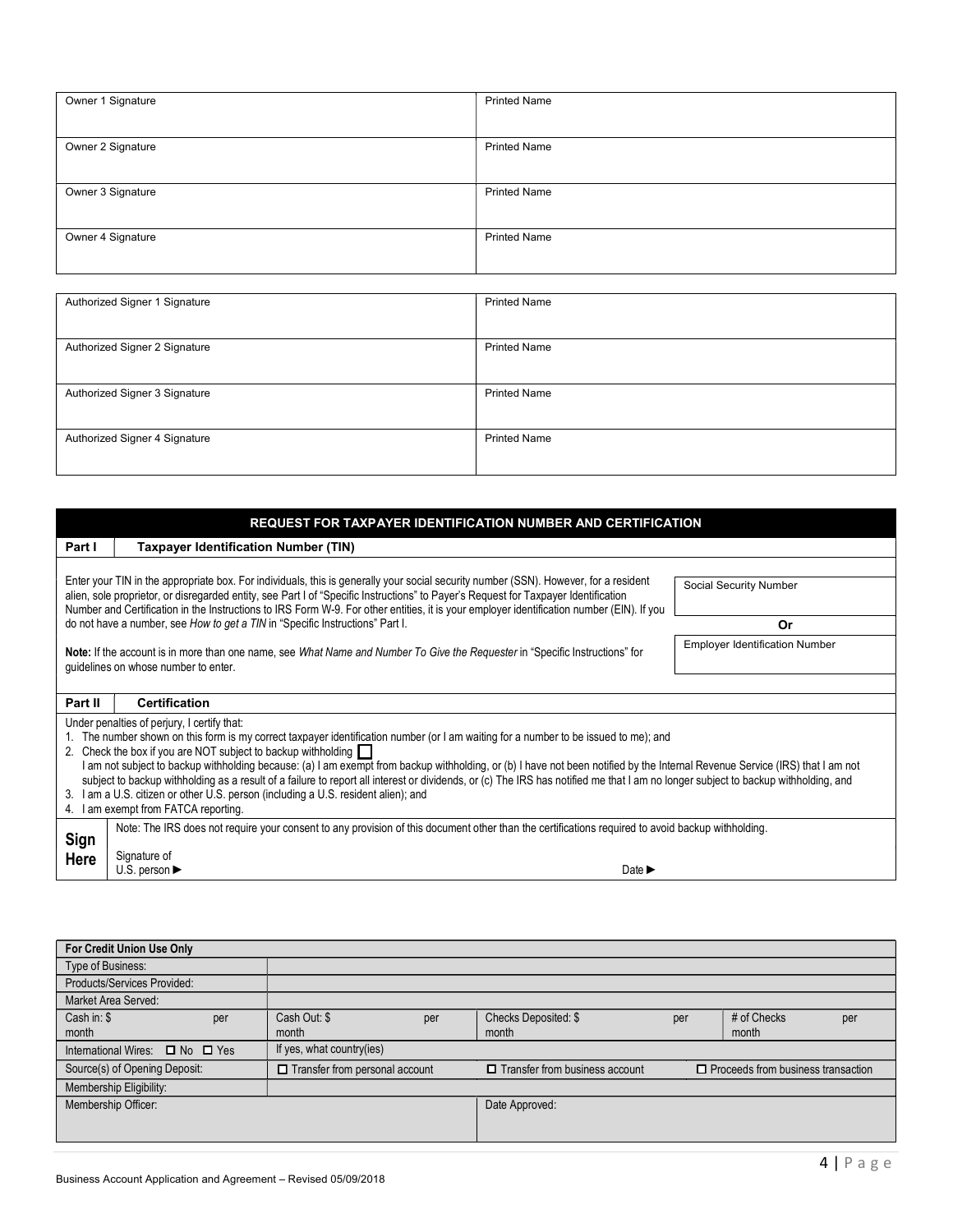| | |
|---|---|
| Owner 1 Signature | Printed Name |
| Owner 2 Signature | Printed Name |
| Owner 3 Signature | Printed Name |
| Owner 4 Signature | Printed Name |

| | |
|---|---|
| Authorized Signer 1 Signature | Printed Name |
| Authorized Signer 2 Signature | Printed Name |
| Authorized Signer 3 Signature | Printed Name |
| Authorized Signer 4 Signature | Printed Name |

## REQUEST FOR TAXPAYER IDENTIFICATION NUMBER AND CERTIFICATION

**Part I Taxpayer Identification Number (TIN)**

Enter your TIN in the appropriate box. For individuals, this is generally your social security number (SSN). However, for a resident alien, sole proprietor, or disregarded entity, see Part I of "Specific Instructions" to Payer's Request for Taxpayer Identification Number and Certification in the Instructions to IRS Form W-9. For other entities, it is your employer identification number (EIN). If you do not have a number, see *How to get a TIN* in "Specific Instructions" Part I.

**Note:** If the account is in more than one name, see *What Name and Number To Give the Requester* in "Specific Instructions" for guidelines on whose number to enter.

Social Security Number

**Or**

Employer Identification Number

**Part II Certification**

Under penalties of perjury, I certify that:

1. The number shown on this form is my correct taxpayer identification number (or I am waiting for a number to be issued to me); and
2. Check the box if you are NOT subject to backup withholding ☐
   I am not subject to backup withholding because: (a) I am exempt from backup withholding, or (b) I have not been notified by the Internal Revenue Service (IRS) that I am not subject to backup withholding as a result of a failure to report all interest or dividends, or (c) The IRS has notified me that I am no longer subject to backup withholding, and
3. I am a U.S. citizen or other U.S. person (including a U.S. resident alien); and
4. I am exempt from FATCA reporting.

Note: The IRS does not require your consent to any provision of this document other than the certifications required to avoid backup withholding.

**Sign Here** Signature of U.S. person ► Date ►

| For Credit Union Use Only | | | |
|---|---|---|---|
| Type of Business: | | | |
| Products/Services Provided: | | | |
| Market Area Served: | | | |
| Cash in: $ per month | Cash Out: $ per month | Checks Deposited: $ per month | # of Checks per month |
| International Wires: ☐ No ☐ Yes | If yes, what country(ies) | | |
| Source(s) of Opening Deposit: | ☐ Transfer from personal account | ☐ Transfer from business account | ☐ Proceeds from business transaction |
| Membership Eligibility: | | | |
| Membership Officer: | | Date Approved: | |

Business Account Application and Agreement – Revised 05/09/2018